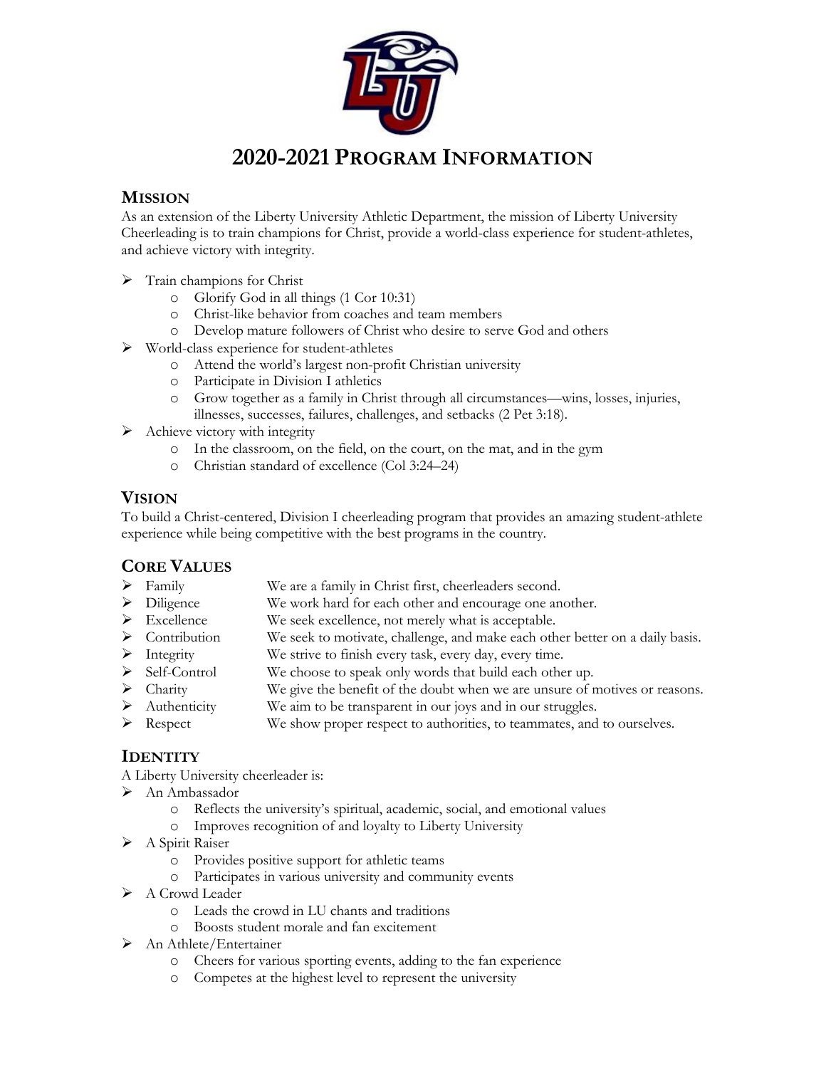# 2020-2021 Program Information

## Mission

As an extension of the Liberty University Athletic Department, the mission of Liberty University Cheerleading is to train champions for Christ, provide a world-class experience for student-athletes, and achieve victory with integrity.

- Train champions for Christ
  - Glorify God in all things (1 Cor 10:31)
  - Christ-like behavior from coaches and team members
  - Develop mature followers of Christ who desire to serve God and others
- World-class experience for student-athletes
  - Attend the world's largest non-profit Christian university
  - Participate in Division I athletics
  - Grow together as a family in Christ through all circumstances—wins, losses, injuries, illnesses, successes, failures, challenges, and setbacks (2 Pet 3:18).
- Achieve victory with integrity
  - In the classroom, on the field, on the court, on the mat, and in the gym
  - Christian standard of excellence (Col 3:24–24)

## Vision

To build a Christ-centered, Division I cheerleading program that provides an amazing student-athlete experience while being competitive with the best programs in the country.

## Core Values

- Family — We are a family in Christ first, cheerleaders second.
- Diligence — We work hard for each other and encourage one another.
- Excellence — We seek excellence, not merely what is acceptable.
- Contribution — We seek to motivate, challenge, and make each other better on a daily basis.
- Integrity — We strive to finish every task, every day, every time.
- Self-Control — We choose to speak only words that build each other up.
- Charity — We give the benefit of the doubt when we are unsure of motives or reasons.
- Authenticity — We aim to be transparent in our joys and in our struggles.
- Respect — We show proper respect to authorities, to teammates, and to ourselves.

## Identity

A Liberty University cheerleader is:

- An Ambassador
  - Reflects the university's spiritual, academic, social, and emotional values
  - Improves recognition of and loyalty to Liberty University
- A Spirit Raiser
  - Provides positive support for athletic teams
  - Participates in various university and community events
- A Crowd Leader
  - Leads the crowd in LU chants and traditions
  - Boosts student morale and fan excitement
- An Athlete/Entertainer
  - Cheers for various sporting events, adding to the fan experience
  - Competes at the highest level to represent the university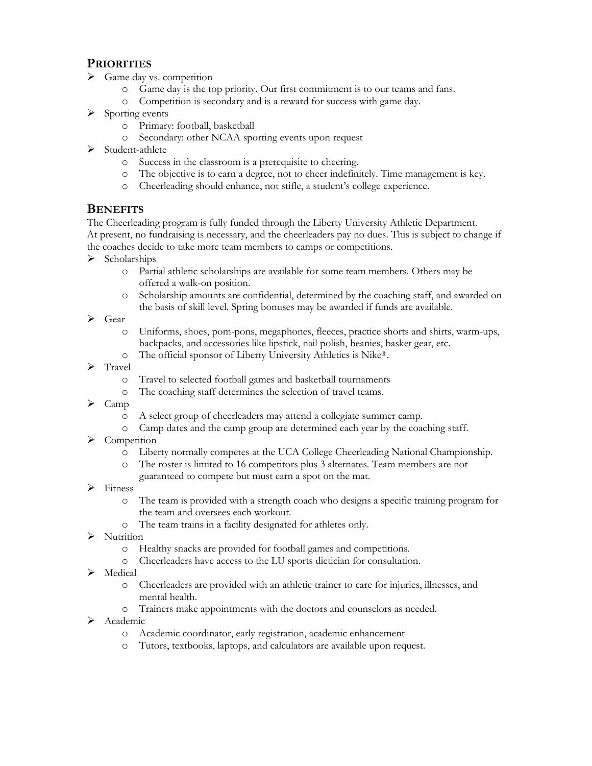## PRIORITIES

- Game day vs. competition
  - Game day is the top priority. Our first commitment is to our teams and fans.
  - Competition is secondary and is a reward for success with game day.
- Sporting events
  - Primary: football, basketball
  - Secondary: other NCAA sporting events upon request
- Student-athlete
  - Success in the classroom is a prerequisite to cheering.
  - The objective is to earn a degree, not to cheer indefinitely. Time management is key.
  - Cheerleading should enhance, not stifle, a student's college experience.

## BENEFITS

The Cheerleading program is fully funded through the Liberty University Athletic Department. At present, no fundraising is necessary, and the cheerleaders pay no dues. This is subject to change if the coaches decide to take more team members to camps or competitions.

- Scholarships
  - Partial athletic scholarships are available for some team members. Others may be offered a walk-on position.
  - Scholarship amounts are confidential, determined by the coaching staff, and awarded on the basis of skill level. Spring bonuses may be awarded if funds are available.
- Gear
  - Uniforms, shoes, pom-pons, megaphones, fleeces, practice shorts and shirts, warm-ups, backpacks, and accessories like lipstick, nail polish, beanies, basket gear, etc.
  - The official sponsor of Liberty University Athletics is Nike®.
- Travel
  - Travel to selected football games and basketball tournaments
  - The coaching staff determines the selection of travel teams.
- Camp
  - A select group of cheerleaders may attend a collegiate summer camp.
  - Camp dates and the camp group are determined each year by the coaching staff.
- Competition
  - Liberty normally competes at the UCA College Cheerleading National Championship.
  - The roster is limited to 16 competitors plus 3 alternates. Team members are not guaranteed to compete but must earn a spot on the mat.
- Fitness
  - The team is provided with a strength coach who designs a specific training program for the team and oversees each workout.
  - The team trains in a facility designated for athletes only.
- Nutrition
  - Healthy snacks are provided for football games and competitions.
  - Cheerleaders have access to the LU sports dietician for consultation.
- Medical
  - Cheerleaders are provided with an athletic trainer to care for injuries, illnesses, and mental health.
  - Trainers make appointments with the doctors and counselors as needed.
- Academic
  - Academic coordinator, early registration, academic enhancement
  - Tutors, textbooks, laptops, and calculators are available upon request.